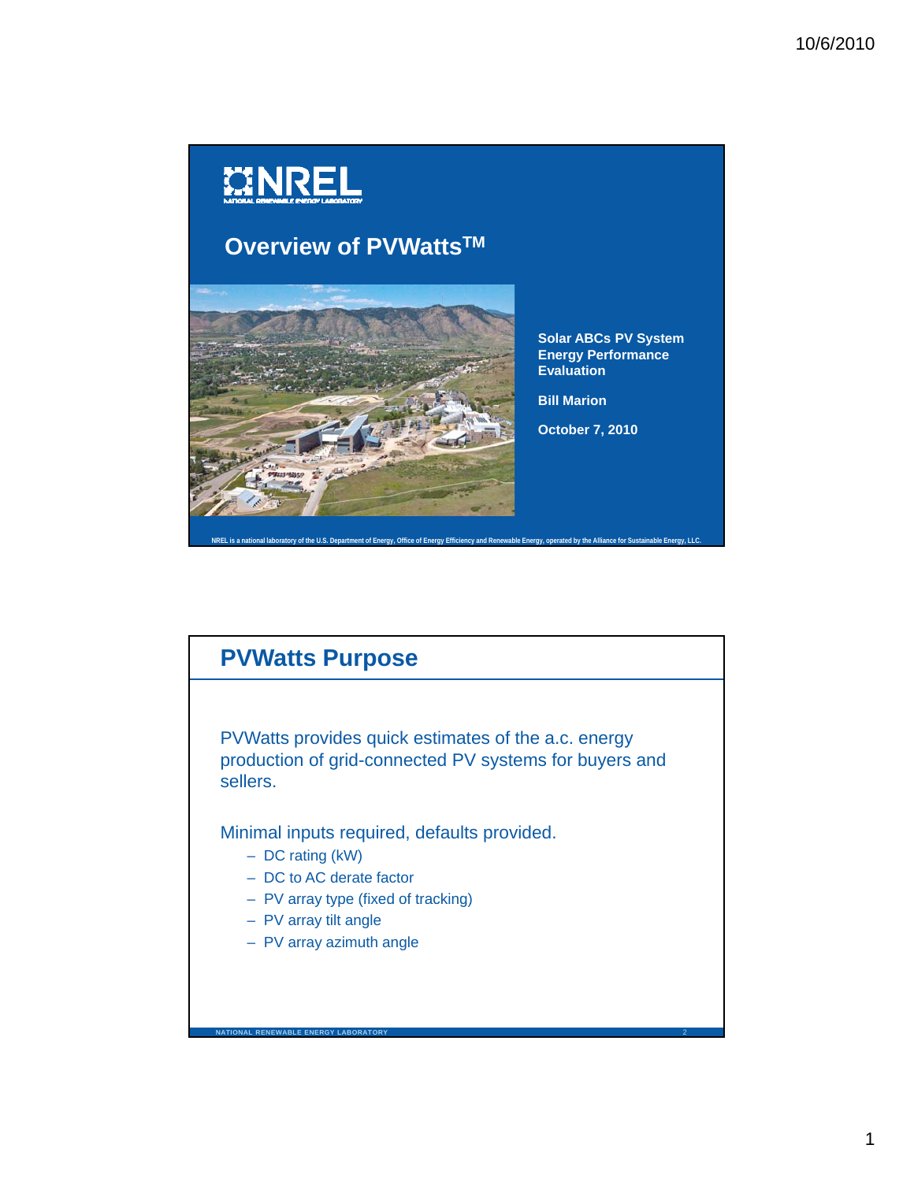# Overview of PVWatts™

Solar ABCs PV System Energy Performance Evaluation

Bill Marion

October 7, 2010

NREL is a national laboratory of the U.S. Department of Energy, Office of Energy Efficiency and Renewable Energy, operated by the Alliance for Sustainable Energy, LLC.

## PVWatts Purpose

PVWatts provides quick estimates of the a.c. energy production of grid-connected PV systems for buyers and sellers.

Minimal inputs required, defaults provided.

- DC rating (kW)
- DC to AC derate factor
- PV array type (fixed of tracking)
- PV array tilt angle
- PV array azimuth angle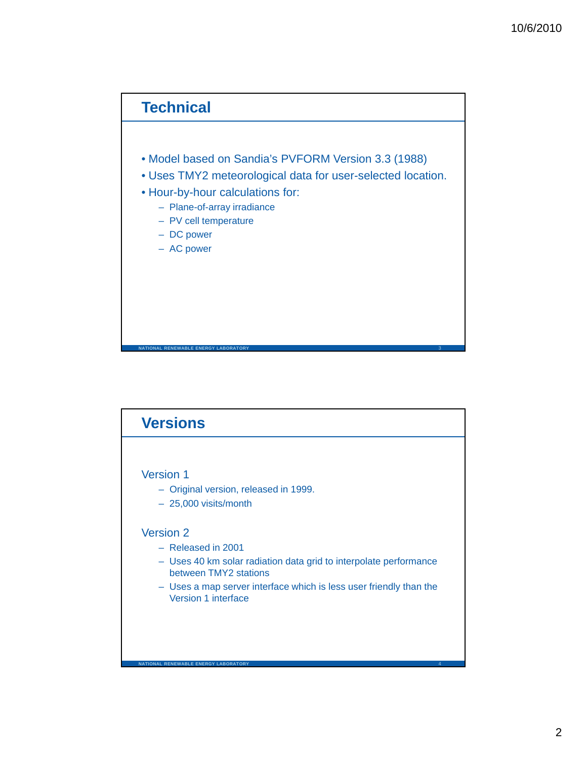## Technical

- Model based on Sandia's PVFORM Version 3.3 (1988)
- Uses TMY2 meteorological data for user-selected location.
- Hour-by-hour calculations for:
  - Plane-of-array irradiance
  - PV cell temperature
  - DC power
  - AC power

## Versions

Version 1

- Original version, released in 1999.
- 25,000 visits/month

Version 2

- Released in 2001
- Uses 40 km solar radiation data grid to interpolate performance between TMY2 stations
- Uses a map server interface which is less user friendly than the Version 1 interface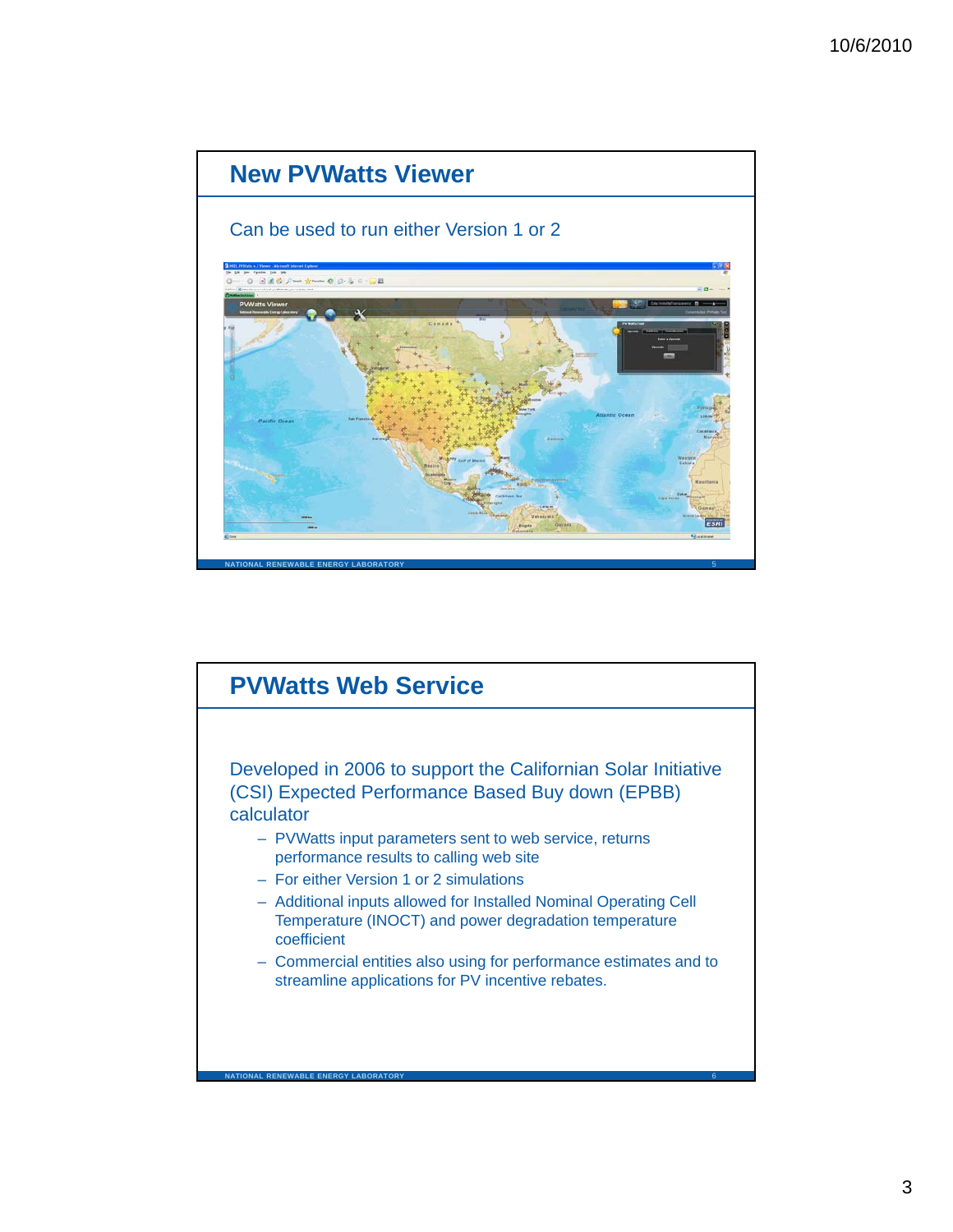## New PVWatts Viewer

Can be used to run either Version 1 or 2

## PVWatts Web Service

Developed in 2006 to support the Californian Solar Initiative (CSI) Expected Performance Based Buy down (EPBB) calculator

- PVWatts input parameters sent to web service, returns performance results to calling web site
- For either Version 1 or 2 simulations
- Additional inputs allowed for Installed Nominal Operating Cell Temperature (INOCT) and power degradation temperature coefficient
- Commercial entities also using for performance estimates and to streamline applications for PV incentive rebates.